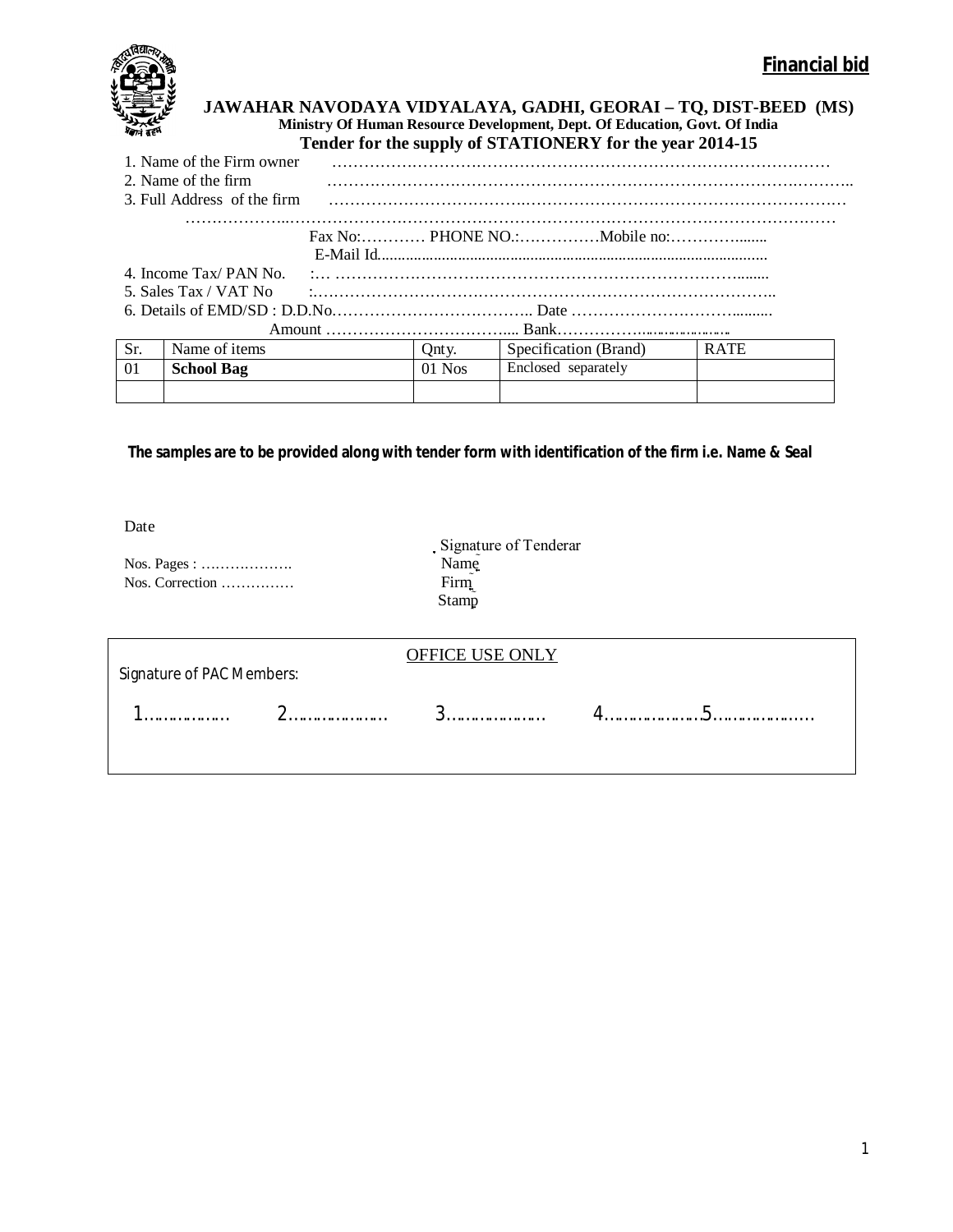**Financial bid**

# JAWAHAR NAVODAYA VIDYALAYA, GADHI, GEORAI – TQ, DIST-BEED (MS)

**Ministry Of Human Resource Development, Dept. Of Education, Govt. Of India**

**Tender for the supply of STATIONERY for the year 2014-15**

1. Name of the Firm owner ……………………………………………………………………………………
2. Name of the firm ……………………………………………………………………………………..
3. Full Address of the firm ……………………………………………………………………………………

………………..……………………………………………………………………………………………

Fax No:………… PHONE NO.:……………Mobile no:…………........

E-Mail Id...................................................................................................

4. Income Tax/ PAN No. :… ……………………………………………………………………........
5. Sales Tax / VAT No :………………………………………………………………………………..
6. Details of EMD/SD : D.D.No……………………………….. Date …………………………..........

Amount ……………………………... Bank……………………………

| Sr. | Name of items | Qnty. | Specification (Brand) | RATE |
|---|---|---|---|---|
| 01 | **School Bag** | 01 Nos | Enclosed separately | |
| | | | | |

**The samples are to be provided along with tender form with identification of the firm i.e. Name & Seal**

Date

Signature of Tenderar

Nos. Pages : ……………….

Name

Nos. Correction ……………

Firm

Stamp

OFFICE USE ONLY

Signature of PAC Members:

1……………… 2………………… 3………………… 4………………… 5…………………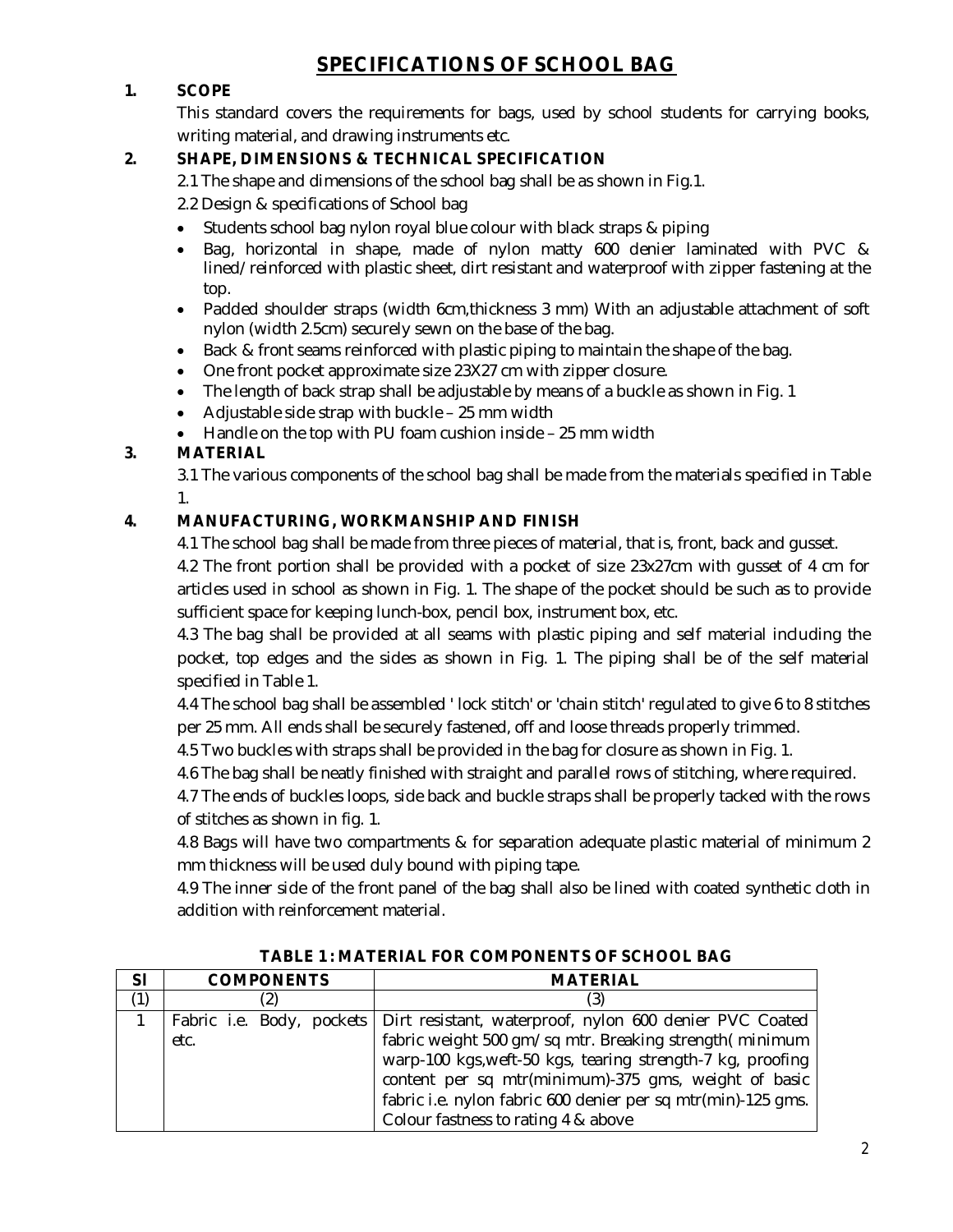# SPECIFICATIONS OF SCHOOL BAG

**1. SCOPE**

This standard covers the requirements for bags, used by school students for carrying books, writing material, and drawing instruments etc.

**2. SHAPE, DIMENSIONS & TECHNICAL SPECIFICATION**

2.1 The shape and dimensions of the school bag shall be as shown in Fig.1.

2.2 Design & specifications of School bag

- Students school bag nylon royal blue colour with black straps & piping
- Bag, horizontal in shape, made of nylon matty 600 denier laminated with PVC & lined/reinforced with plastic sheet, dirt resistant and waterproof with zipper fastening at the top.
- Padded shoulder straps (width 6cm,thickness 3 mm) With an adjustable attachment of soft nylon (width 2.5cm) securely sewn on the base of the bag.
- Back & front seams reinforced with plastic piping to maintain the shape of the bag.
- One front pocket approximate size 23X27 cm with zipper closure.
- The length of back strap shall be adjustable by means of a buckle as shown in Fig. 1
- Adjustable side strap with buckle – 25 mm width
- Handle on the top with PU foam cushion inside – 25 mm width

**3. MATERIAL**

3.1 The various components of the school bag shall be made from the materials specified in Table 1.

**4. MANUFACTURING, WORKMANSHIP AND FINISH**

4.1 The school bag shall be made from three pieces of material, that is, front, back and gusset.

4.2 The front portion shall be provided with a pocket of size 23x27cm with gusset of 4 cm for articles used in school as shown in Fig. 1. The shape of the pocket should be such as to provide sufficient space for keeping lunch-box, pencil box, instrument box, etc.

4.3 The bag shall be provided at all seams with plastic piping and self material including the pocket, top edges and the sides as shown in Fig. 1. The piping shall be of the self material specified in Table 1.

4.4 The school bag shall be assembled ' lock stitch' or 'chain stitch' regulated to give 6 to 8 stitches per 25 mm. All ends shall be securely fastened, off and loose threads properly trimmed.

4.5 Two buckles with straps shall be provided in the bag for closure as shown in Fig. 1.

4.6 The bag shall be neatly finished with straight and parallel rows of stitching, where required.

4.7 The ends of buckles loops, side back and buckle straps shall be properly tacked with the rows of stitches as shown in fig. 1.

4.8 Bags will have two compartments & for separation adequate plastic material of minimum 2 mm thickness will be used duly bound with piping tape.

4.9 The inner side of the front panel of the bag shall also be lined with coated synthetic cloth in addition with reinforcement material.

**TABLE 1 : MATERIAL FOR COMPONENTS OF SCHOOL BAG**

| Sl | COMPONENTS | MATERIAL |
|---|---|---|
| (1) | (2) | (3) |
| 1 | Fabric i.e. Body, pockets etc. | Dirt resistant, waterproof, nylon 600 denier PVC Coated fabric weight 500 gm/sq mtr. Breaking strength( minimum warp-100 kgs,weft-50 kgs, tearing strength-7 kg, proofing content per sq mtr(minimum)-375 gms, weight of basic fabric i.e. nylon fabric 600 denier per sq mtr(min)-125 gms. Colour fastness to rating 4 & above |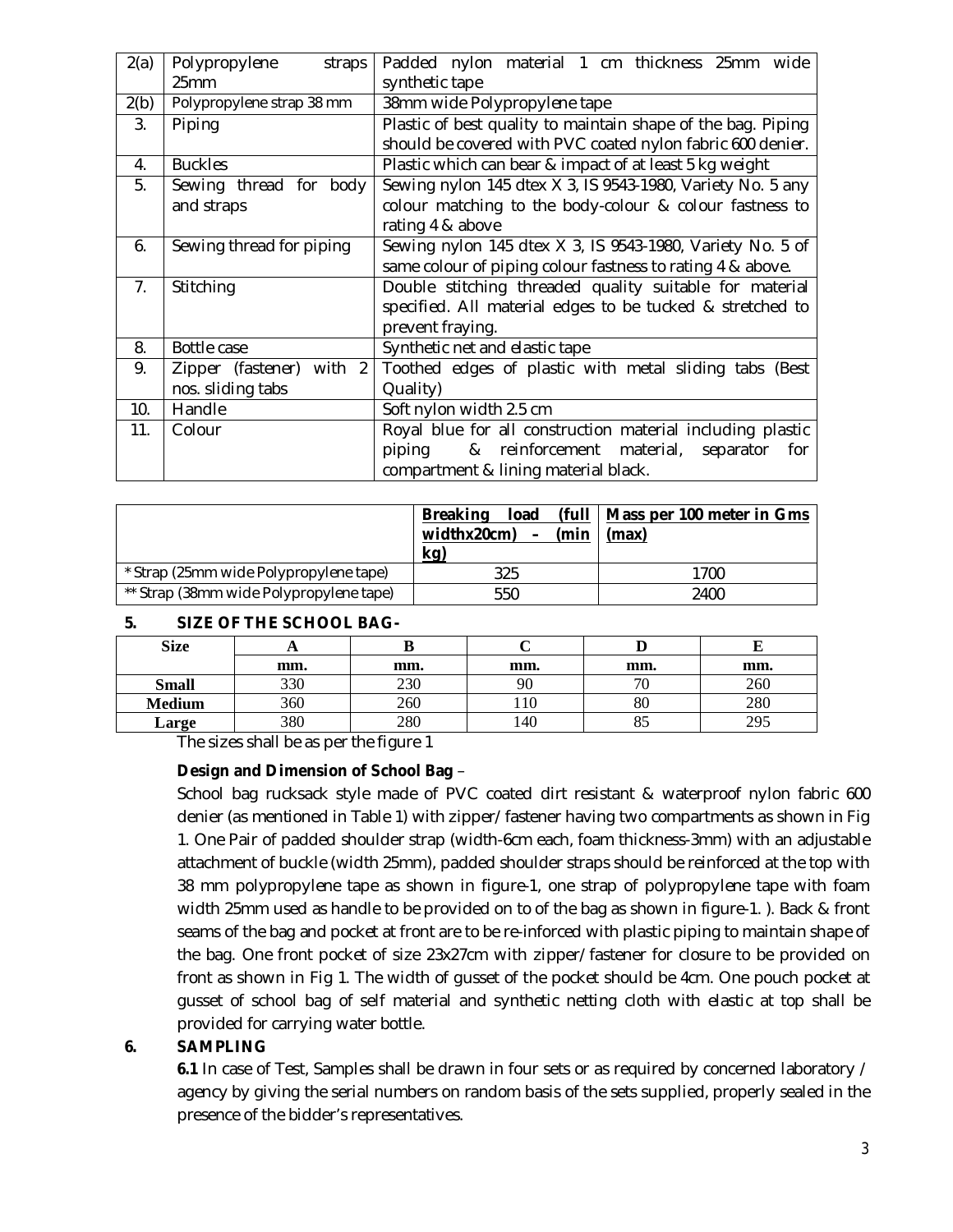| | | |
|---|---|---|
| 2(a) | Polypropylene straps 25mm | Padded nylon material 1 cm thickness 25mm wide synthetic tape |
| 2(b) | Polypropylene strap 38 mm | 38mm wide Polypropylene tape |
| 3. | Piping | Plastic of best quality to maintain shape of the bag. Piping should be covered with PVC coated nylon fabric 600 denier. |
| 4. | Buckles | Plastic which can bear & impact of at least 5 kg weight |
| 5. | Sewing thread for body and straps | Sewing nylon 145 dtex X 3, IS 9543-1980, Variety No. 5 any colour matching to the body-colour & colour fastness to rating 4 & above |
| 6. | Sewing thread for piping | Sewing nylon 145 dtex X 3, IS 9543-1980, Variety No. 5 of same colour of piping colour fastness to rating 4 & above. |
| 7. | Stitching | Double stitching threaded quality suitable for material specified. All material edges to be tucked & stretched to prevent fraying. |
| 8. | Bottle case | Synthetic net and elastic tape |
| 9. | Zipper (fastener) with 2 nos. sliding tabs | Toothed edges of plastic with metal sliding tabs (Best Quality) |
| 10. | Handle | Soft nylon width 2.5 cm |
| 11. | Colour | Royal blue for all construction material including plastic piping & reinforcement material, separator for compartment & lining material black. |

| | **Breaking load (full widthx20cm) – (min kg)** | **Mass per 100 meter in Gms (max)** |
|---|---|---|
| * Strap (25mm wide Polypropylene tape) | 325 | 1700 |
| ** Strap (38mm wide Polypropylene tape) | 550 | 2400 |

**5. SIZE OF THE SCHOOL BAG-**

| **Size** | **A** | **B** | **C** | **D** | **E** |
|---|---|---|---|---|---|
| | **mm.** | **mm.** | **mm.** | **mm.** | **mm.** |
| **Small** | 330 | 230 | 90 | 70 | 260 |
| **Medium** | 360 | 260 | 110 | 80 | 280 |
| **Large** | 380 | 280 | 140 | 85 | 295 |

The sizes shall be as per the figure 1

**Design and Dimension of School Bag** –

School bag rucksack style made of PVC coated dirt resistant & waterproof nylon fabric 600 denier (as mentioned in Table 1) with zipper/fastener having two compartments as shown in Fig 1. One Pair of padded shoulder strap (width-6cm each, foam thickness-3mm) with an adjustable attachment of buckle (width 25mm), padded shoulder straps should be reinforced at the top with 38 mm polypropylene tape as shown in figure-1, one strap of polypropylene tape with foam width 25mm used as handle to be provided on to of the bag as shown in figure-1. ). Back & front seams of the bag and pocket at front are to be re-inforced with plastic piping to maintain shape of the bag. One front pocket of size 23x27cm with zipper/fastener for closure to be provided on front as shown in Fig 1. The width of gusset of the pocket should be 4cm. One pouch pocket at gusset of school bag of self material and synthetic netting cloth with elastic at top shall be provided for carrying water bottle.

**6. SAMPLING**

**6.1** In case of Test, Samples shall be drawn in four sets or as required by concerned laboratory / agency by giving the serial numbers on random basis of the sets supplied, properly sealed in the presence of the bidder's representatives.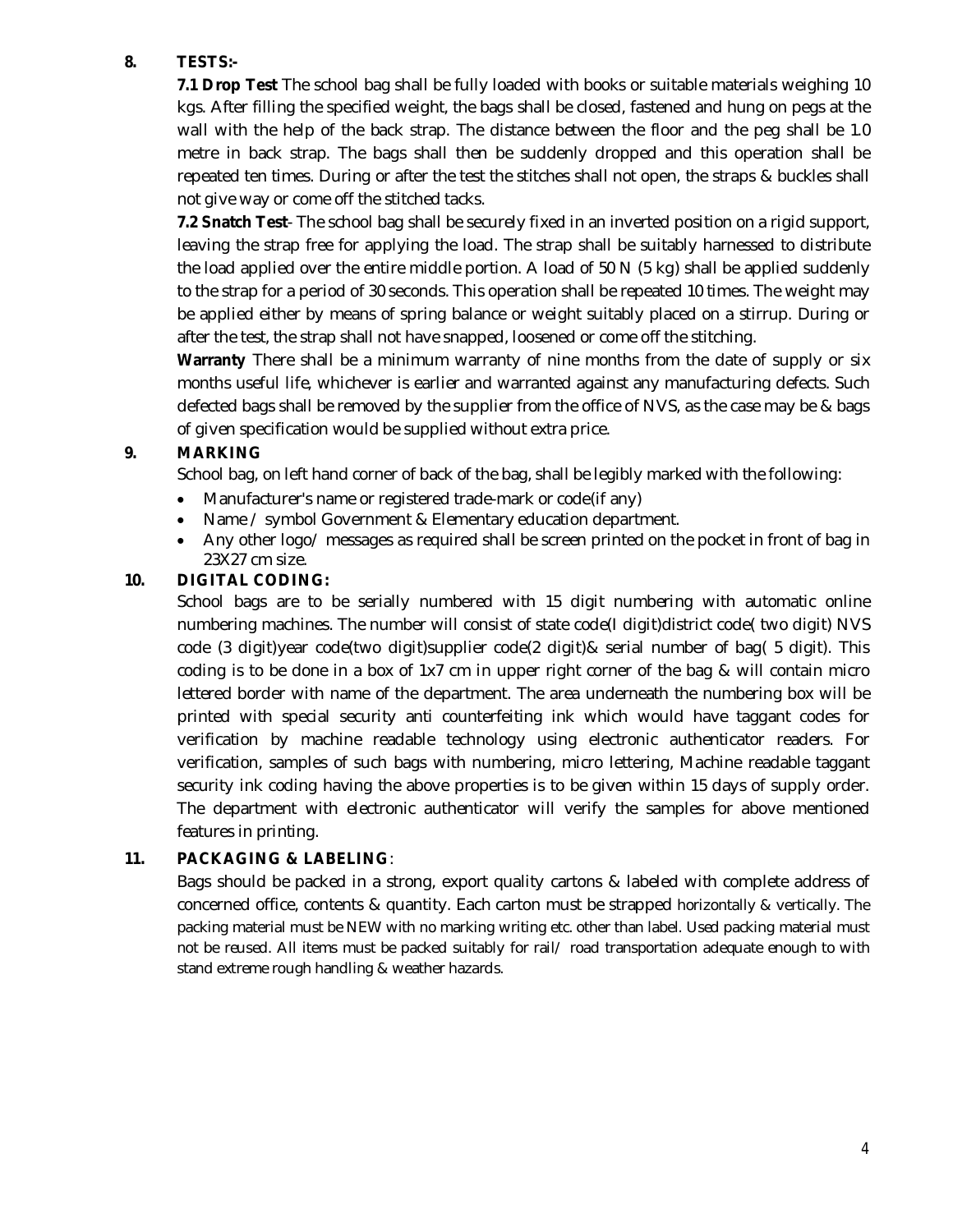## 8. TESTS:-

**7.1 Drop Test** The school bag shall be fully loaded with books or suitable materials weighing 10 kgs. After filling the specified weight, the bags shall be closed, fastened and hung on pegs at the wall with the help of the back strap. The distance between the floor and the peg shall be 1.0 metre in back strap. The bags shall then be suddenly dropped and this operation shall be repeated ten times. During or after the test the stitches shall not open, the straps & buckles shall not give way or come off the stitched tacks.

**7.2 Snatch Test**- The school bag shall be securely fixed in an inverted position on a rigid support, leaving the strap free for applying the load. The strap shall be suitably harnessed to distribute the load applied over the entire middle portion. A load of 50 N (5 kg) shall be applied suddenly to the strap for a period of 30 seconds. This operation shall be repeated 10 times. The weight may be applied either by means of spring balance or weight suitably placed on a stirrup. During or after the test, the strap shall not have snapped, loosened or come off the stitching.

**Warranty** There shall be a minimum warranty of nine months from the date of supply or six months useful life, whichever is earlier and warranted against any manufacturing defects. Such defected bags shall be removed by the supplier from the office of NVS, as the case may be & bags of given specification would be supplied without extra price.

## 9. MARKING

School bag, on left hand corner of back of the bag, shall be legibly marked with the following:

- Manufacturer's name or registered trade-mark or code(if any)
- Name / symbol Government & Elementary education department.
- Any other logo/ messages as required shall be screen printed on the pocket in front of bag in 23X27 cm size.

## 10. DIGITAL CODING:

School bags are to be serially numbered with 15 digit numbering with automatic online numbering machines. The number will consist of state code(I digit)district code( two digit) NVS code (3 digit)year code(two digit)supplier code(2 digit)& serial number of bag( 5 digit). This coding is to be done in a box of 1x7 cm in upper right corner of the bag & will contain micro lettered border with name of the department. The area underneath the numbering box will be printed with special security anti counterfeiting ink which would have taggant codes for verification by machine readable technology using electronic authenticator readers. For verification, samples of such bags with numbering, micro lettering, Machine readable taggant security ink coding having the above properties is to be given within 15 days of supply order. The department with electronic authenticator will verify the samples for above mentioned features in printing.

## 11. PACKAGING & LABELING:

Bags should be packed in a strong, export quality cartons & labeled with complete address of concerned office, contents & quantity. Each carton must be strapped horizontally & vertically. The packing material must be NEW with no marking writing etc. other than label. Used packing material must not be reused. All items must be packed suitably for rail/ road transportation adequate enough to with stand extreme rough handling & weather hazards.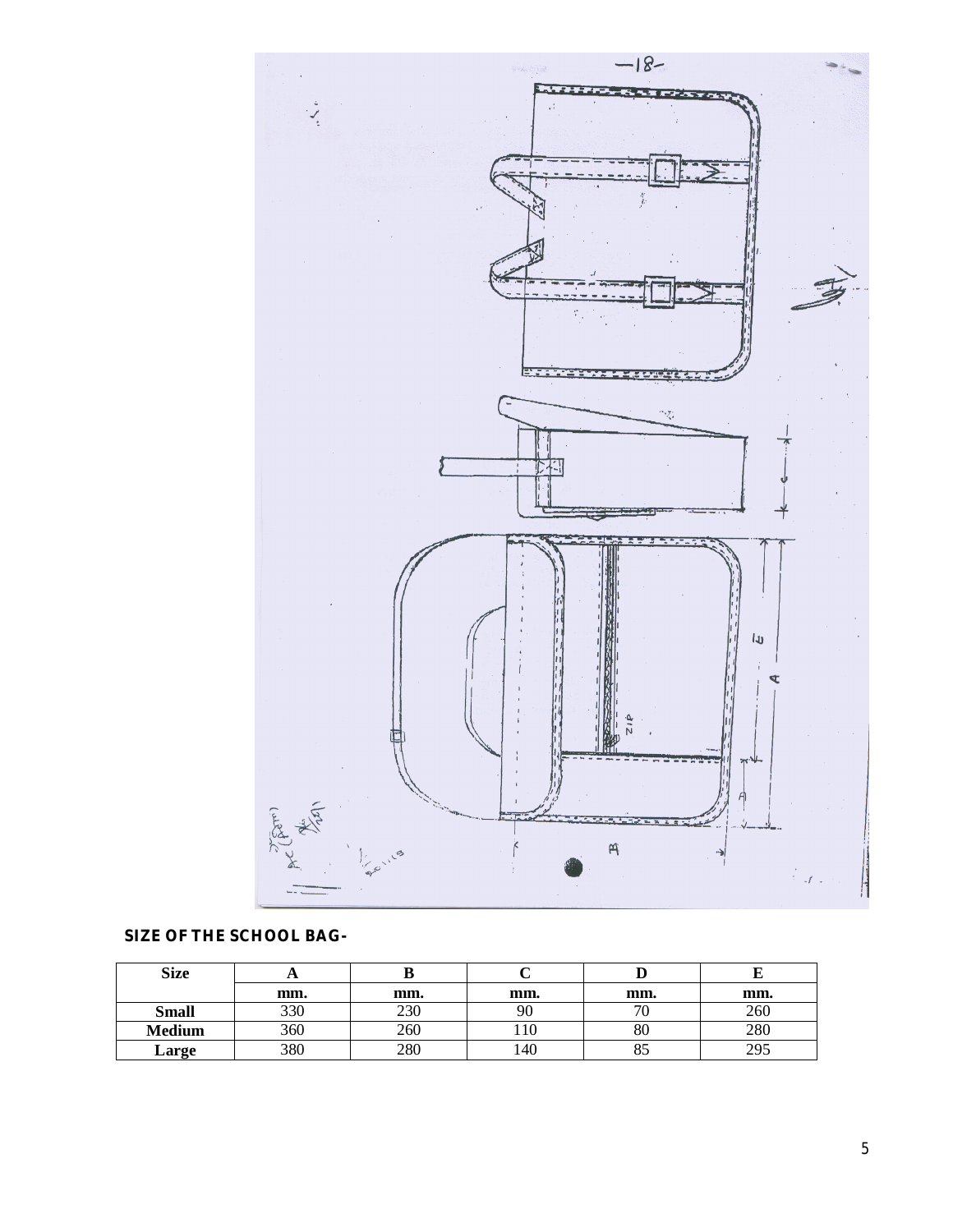**SIZE OF THE SCHOOL BAG-**

| Size | A | B | C | D | E |
|---|---|---|---|---|---|
| | mm. | mm. | mm. | mm. | mm. |
| **Small** | 330 | 230 | 90 | 70 | 260 |
| **Medium** | 360 | 260 | 110 | 80 | 280 |
| **Large** | 380 | 280 | 140 | 85 | 295 |